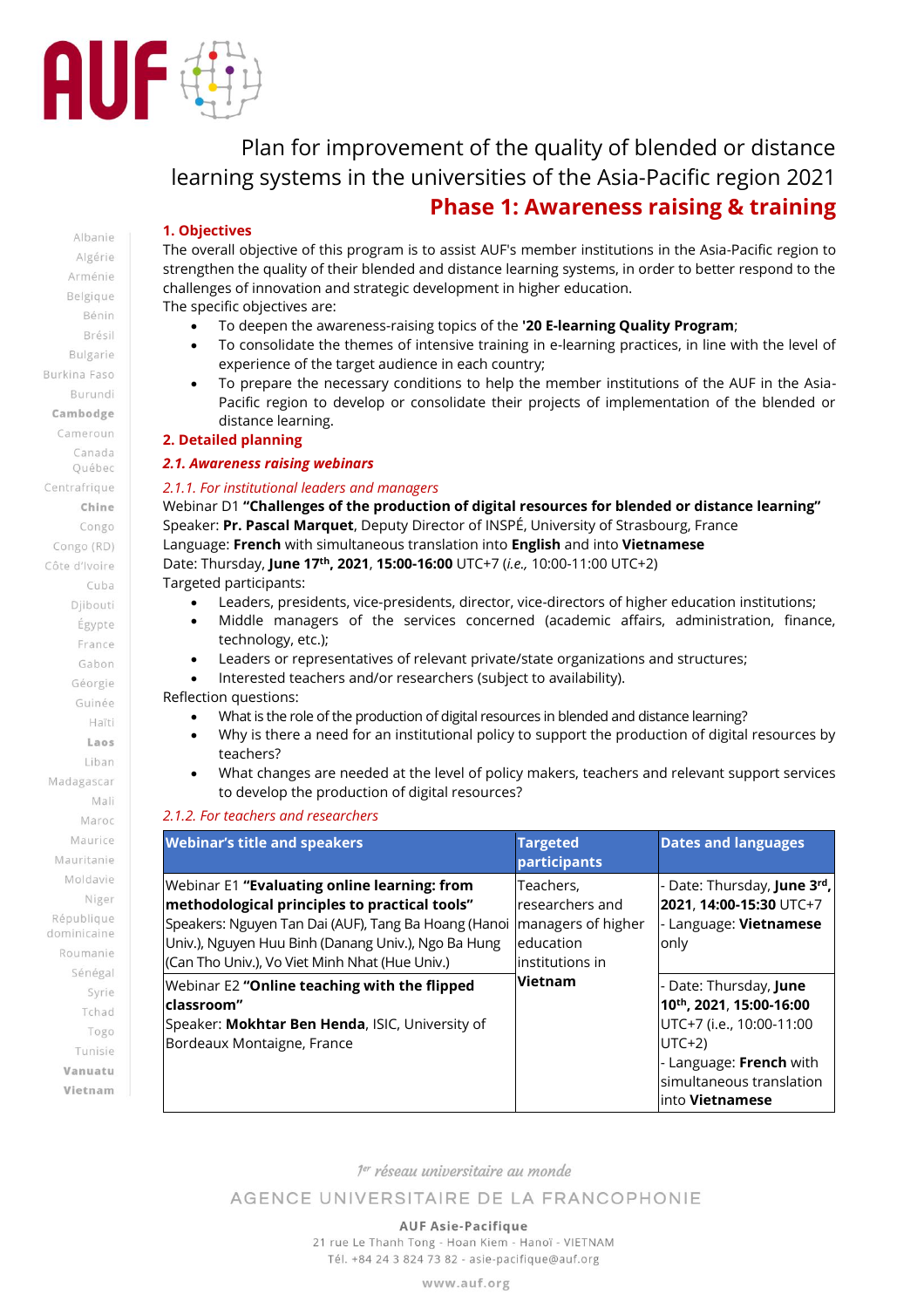# Plan for improvement of the quality of blended or distance learning systems in the universities of the Asia-Pacific region 2021

## Phase 1: Awareness raising & training

## 1. Objectives

The overall objective of this program is to assist AUF's member institutions in the Asia-Pacific region to strengthen the quality of their blended and distance learning systems, in order to better respond to the challenges of innovation and strategic development in higher education.

The specific objectives are:

- To deepen the awareness-raising topics of the **'20 E-learning Quality Program**;
- To consolidate the themes of intensive training in e-learning practices, in line with the level of experience of the target audience in each country;
- To prepare the necessary conditions to help the member institutions of the AUF in the Asia-Pacific region to develop or consolidate their projects of implementation of the blended or distance learning.

## 2. Detailed planning

### *2.1. Awareness raising webinars*

#### *2.1.1. For institutional leaders and managers*

Webinar D1 **"Challenges of the production of digital resources for blended or distance learning"**

Speaker: **Pr. Pascal Marquet**, Deputy Director of INSPÉ, University of Strasbourg, France

Language: **French** with simultaneous translation into **English** and into **Vietnamese**

Date: Thursday, **June 17th, 2021**, **15:00-16:00** UTC+7 (*i.e.,* 10:00-11:00 UTC+2)

Targeted participants:

- Leaders, presidents, vice-presidents, director, vice-directors of higher education institutions;
- Middle managers of the services concerned (academic affairs, administration, finance, technology, etc.);
- Leaders or representatives of relevant private/state organizations and structures;
- Interested teachers and/or researchers (subject to availability).

Reflection questions:

- What is the role of the production of digital resources in blended and distance learning?
- Why is there a need for an institutional policy to support the production of digital resources by teachers?
- What changes are needed at the level of policy makers, teachers and relevant support services to develop the production of digital resources?

#### *2.1.2. For teachers and researchers*

| Webinar's title and speakers | Targeted participants | Dates and languages |
|---|---|---|
| Webinar E1 **"Evaluating online learning: from methodological principles to practical tools"**<br>Speakers: Nguyen Tan Dai (AUF), Tang Ba Hoang (Hanoi Univ.), Nguyen Huu Binh (Danang Univ.), Ngo Ba Hung (Can Tho Univ.), Vo Viet Minh Nhat (Hue Univ.) | Teachers, researchers and managers of higher education institutions in **Vietnam** | - Date: Thursday, **June 3rd, 2021**, **14:00-15:30** UTC+7<br>- Language: **Vietnamese** only |
| Webinar E2 **"Online teaching with the flipped classroom"**<br>Speaker: **Mokhtar Ben Henda**, ISIC, University of Bordeaux Montaigne, France | | - Date: Thursday, **June 10th, 2021**, **15:00-16:00** UTC+7 (i.e., 10:00-11:00 UTC+2)<br>- Language: **French** with simultaneous translation into **Vietnamese** |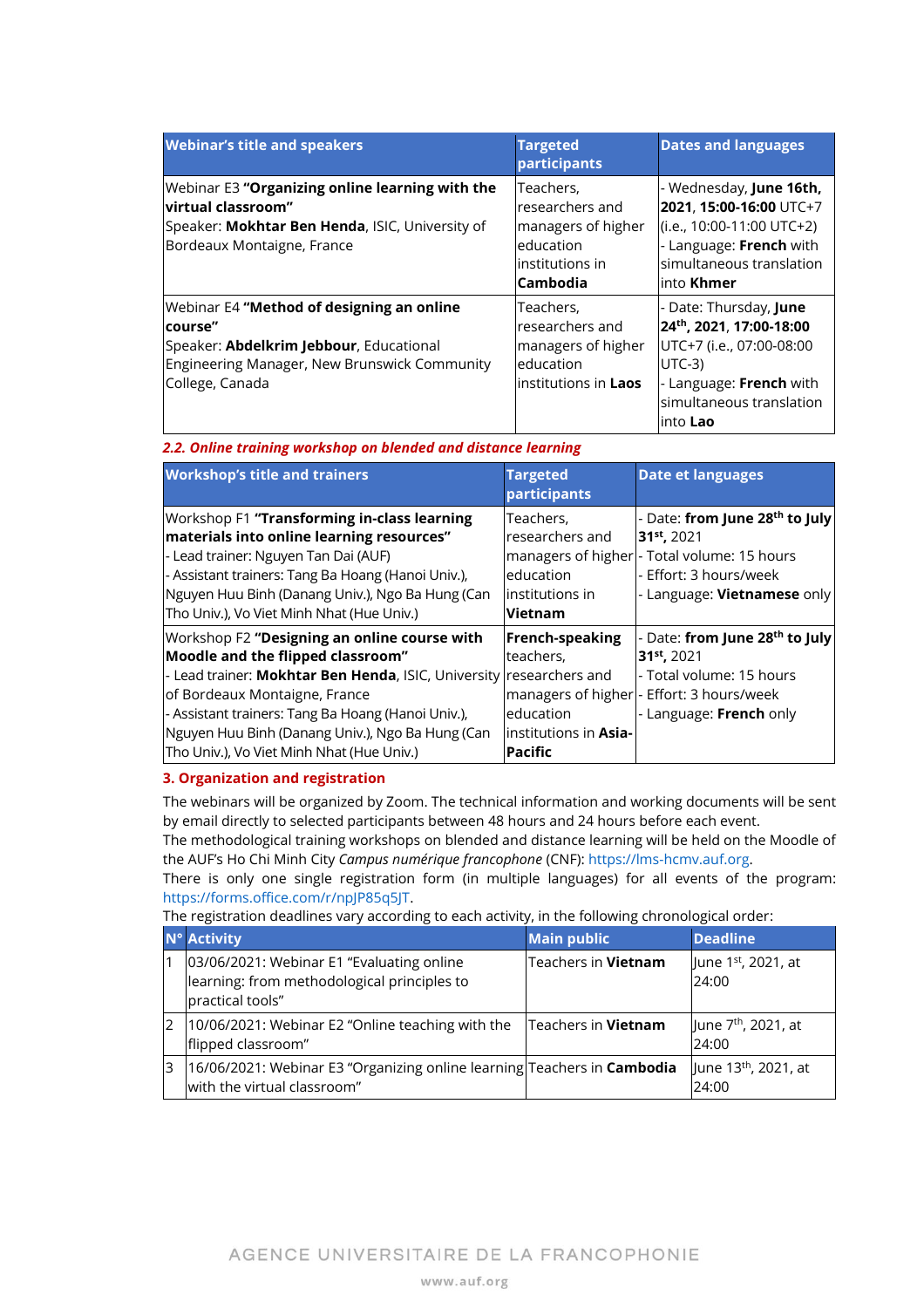| Webinar's title and speakers | Targeted participants | Dates and languages |
|---|---|---|
| Webinar E3 **"Organizing online learning with the virtual classroom"**<br>Speaker: **Mokhtar Ben Henda**, ISIC, University of Bordeaux Montaigne, France | Teachers, researchers and managers of higher education institutions in **Cambodia** | - Wednesday, **June 16th, 2021**, **15:00-16:00** UTC+7 (i.e., 10:00-11:00 UTC+2)<br>- Language: **French** with simultaneous translation into **Khmer** |
| Webinar E4 **"Method of designing an online course"**<br>Speaker: **Abdelkrim Jebbour**, Educational Engineering Manager, New Brunswick Community College, Canada | Teachers, researchers and managers of higher education institutions in **Laos** | - Date: Thursday, **June 24th, 2021**, **17:00-18:00** UTC+7 (i.e., 07:00-08:00 UTC-3)<br>- Language: **French** with simultaneous translation into **Lao** |

### *2.2. Online training workshop on blended and distance learning*

| Workshop's title and trainers | Targeted participants | Date et languages |
|---|---|---|
| Workshop F1 **"Transforming in-class learning materials into online learning resources"**<br>- Lead trainer: Nguyen Tan Dai (AUF)<br>- Assistant trainers: Tang Ba Hoang (Hanoi Univ.), Nguyen Huu Binh (Danang Univ.), Ngo Ba Hung (Can Tho Univ.), Vo Viet Minh Nhat (Hue Univ.) | Teachers, researchers and managers of higher education institutions in **Vietnam** | - Date: **from June 28th to July 31st,** 2021<br>- Total volume: 15 hours<br>- Effort: 3 hours/week<br>- Language: **Vietnamese** only |
| Workshop F2 **"Designing an online course with Moodle and the flipped classroom"**<br>- Lead trainer: **Mokhtar Ben Henda**, ISIC, University of Bordeaux Montaigne, France<br>- Assistant trainers: Tang Ba Hoang (Hanoi Univ.), Nguyen Huu Binh (Danang Univ.), Ngo Ba Hung (Can Tho Univ.), Vo Viet Minh Nhat (Hue Univ.) | **French-speaking** teachers, researchers and managers of higher education institutions in **Asia-Pacific** | - Date: **from June 28th to July 31st,** 2021<br>- Total volume: 15 hours<br>- Effort: 3 hours/week<br>- Language: **French** only |

## 3. Organization and registration

The webinars will be organized by Zoom. The technical information and working documents will be sent by email directly to selected participants between 48 hours and 24 hours before each event.
The methodological training workshops on blended and distance learning will be held on the Moodle of the AUF's Ho Chi Minh City *Campus numérique francophone* (CNF): https://lms-hcmv.auf.org.
There is only one single registration form (in multiple languages) for all events of the program: https://forms.office.com/r/npJP85q5JT.
The registration deadlines vary according to each activity, in the following chronological order:

| N° | Activity | Main public | Deadline |
|---|---|---|---|
| 1 | 03/06/2021: Webinar E1 "Evaluating online learning: from methodological principles to practical tools" | Teachers in **Vietnam** | June 1st, 2021, at 24:00 |
| 2 | 10/06/2021: Webinar E2 "Online teaching with the flipped classroom" | Teachers in **Vietnam** | June 7th, 2021, at 24:00 |
| 3 | 16/06/2021: Webinar E3 "Organizing online learning with the virtual classroom" | Teachers in **Cambodia** | June 13th, 2021, at 24:00 |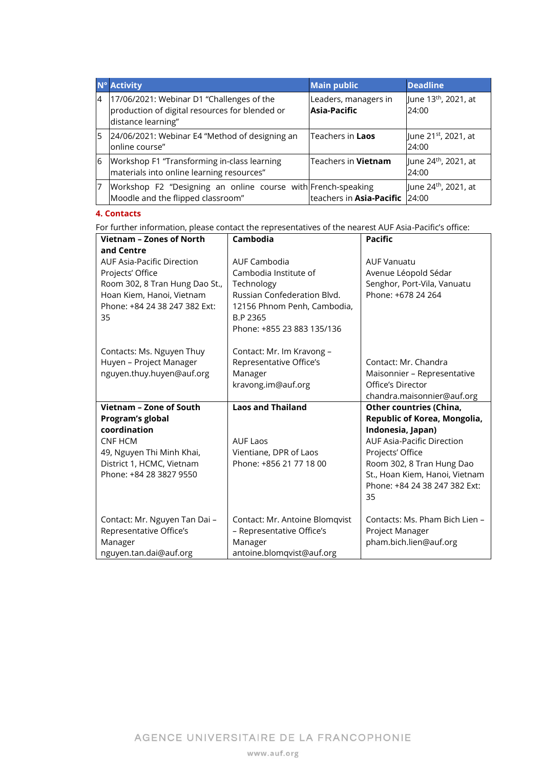| N° | Activity | Main public | Deadline |
|---|---|---|---|
| 4 | 17/06/2021: Webinar D1 "Challenges of the production of digital resources for blended or distance learning" | Leaders, managers in **Asia-Pacific** | June 13th, 2021, at 24:00 |
| 5 | 24/06/2021: Webinar E4 "Method of designing an online course" | Teachers in **Laos** | June 21st, 2021, at 24:00 |
| 6 | Workshop F1 "Transforming in-class learning materials into online learning resources" | Teachers in **Vietnam** | June 24th, 2021, at 24:00 |
| 7 | Workshop F2 "Designing an online course with Moodle and the flipped classroom" | French-speaking teachers in **Asia-Pacific** | June 24th, 2021, at 24:00 |

## 4. Contacts

For further information, please contact the representatives of the nearest AUF Asia-Pacific's office:

| **Vietnam – Zones of North and Centre** | **Cambodia** | **Pacific** |
|---|---|---|
| AUF Asia-Pacific Direction Projects' Office<br>Room 302, 8 Tran Hung Dao St., Hoan Kiem, Hanoi, Vietnam<br>Phone: +84 24 38 247 382 Ext: 35<br><br>Contacts: Ms. Nguyen Thuy Huyen – Project Manager<br>nguyen.thuy.huyen@auf.org | AUF Cambodia<br>Cambodia Institute of Technology<br>Russian Confederation Blvd. 12156 Phnom Penh, Cambodia, B.P 2365<br>Phone: +855 23 883 135/136<br><br>Contact: Mr. Im Kravong – Representative Office's Manager<br>kravong.im@auf.org | AUF Vanuatu<br>Avenue Léopold Sédar Senghor, Port-Vila, Vanuatu<br>Phone: +678 24 264<br><br>Contact: Mr. Chandra Maisonnier – Representative Office's Director<br>chandra.maisonnier@auf.org |
| **Vietnam – Zone of South**<br>**Program's global coordination**<br>CNF HCM<br>49, Nguyen Thi Minh Khai, District 1, HCMC, Vietnam<br>Phone: +84 28 3827 9550<br><br>Contact: Mr. Nguyen Tan Dai – Representative Office's Manager<br>nguyen.tan.dai@auf.org | **Laos and Thailand**<br>AUF Laos<br>Vientiane, DPR of Laos<br>Phone: +856 21 77 18 00<br><br>Contact: Mr. Antoine Blomqvist – Representative Office's Manager<br>antoine.blomqvist@auf.org | **Other countries (China, Republic of Korea, Mongolia, Indonesia, Japan)**<br>AUF Asia-Pacific Direction Projects' Office<br>Room 302, 8 Tran Hung Dao St., Hoan Kiem, Hanoi, Vietnam<br>Phone: +84 24 38 247 382 Ext: 35<br><br>Contacts: Ms. Pham Bich Lien – Project Manager<br>pham.bich.lien@auf.org |